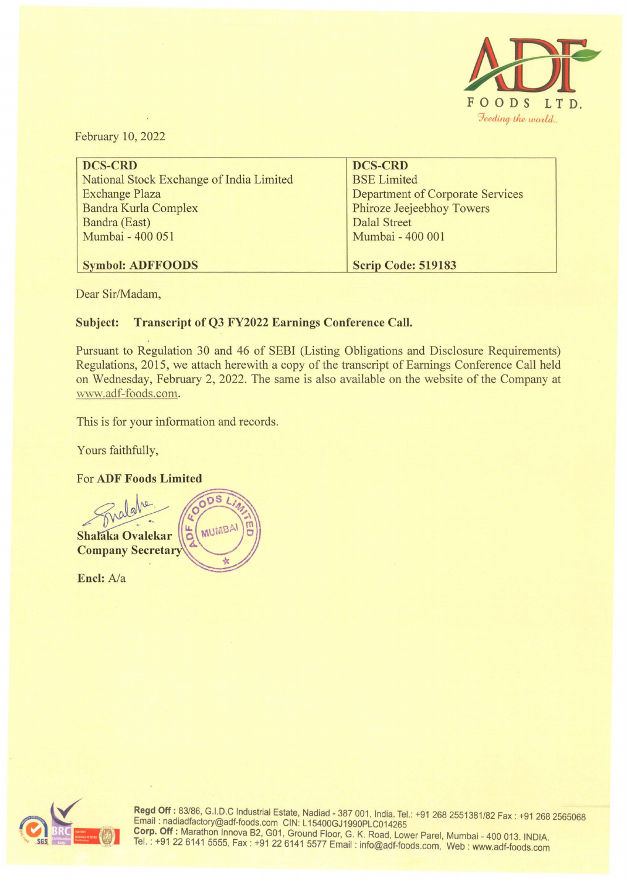ADF FOODS LTD.
*Feeding the world..*

February 10, 2022

| DCS-CRD | DCS-CRD |
|---|---|
| National Stock Exchange of India Limited | BSE Limited |
| Exchange Plaza | Department of Corporate Services |
| Bandra Kurla Complex | Phiroze Jeejeebhoy Towers |
| Bandra (East) | Dalal Street |
| Mumbai - 400 051 | Mumbai - 400 001 |
| **Symbol: ADFFOODS** | **Scrip Code: 519183** |

Dear Sir/Madam,

**Subject: Transcript of Q3 FY2022 Earnings Conference Call.**

Pursuant to Regulation 30 and 46 of SEBI (Listing Obligations and Disclosure Requirements) Regulations, 2015, we attach herewith a copy of the transcript of Earnings Conference Call held on Wednesday, February 2, 2022. The same is also available on the website of the Company at www.adf-foods.com.

This is for your information and records.

Yours faithfully,

For **ADF Foods Limited**

**Shalaka Ovalekar**
**Company Secretary**

**Encl:** A/a

**Regd Off :** 83/86, G.I.D.C Industrial Estate, Nadiad - 387 001, India. Tel.: +91 268 2551381/82 Fax : +91 268 2565068
Email : nadiadfactory@adf-foods.com CIN: L15400GJ1990PLC014265
**Corp. Off :** Marathon Innova B2, G01, Ground Floor, G. K. Road, Lower Parel, Mumbai - 400 013. INDIA.
Tel. : +91 22 6141 5555, Fax : +91 22 6141 5577 Email : info@adf-foods.com, Web : www.adf-foods.com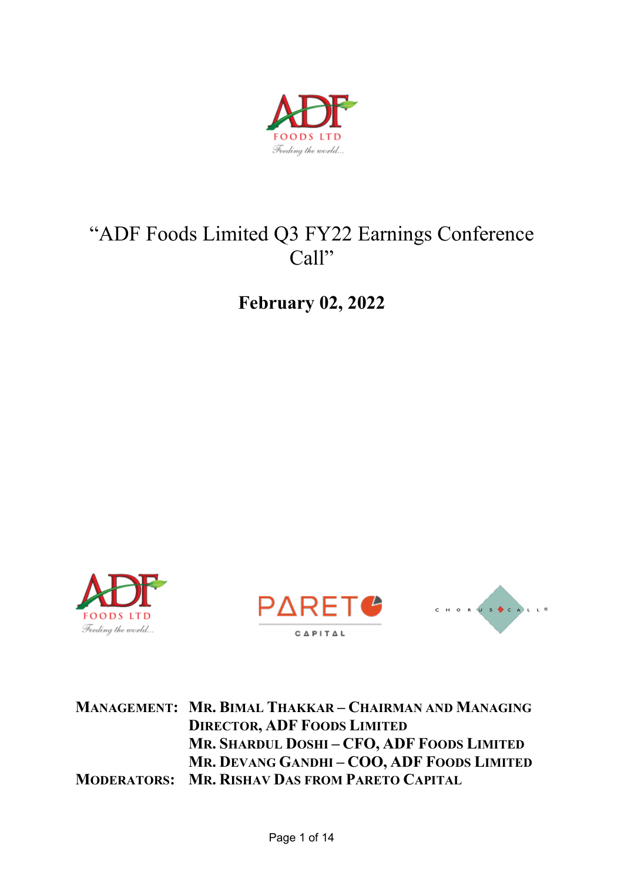# "ADF Foods Limited Q3 FY22 Earnings Conference Call"

**February 02, 2022**

**MANAGEMENT:** **MR. BIMAL THAKKAR – CHAIRMAN AND MANAGING DIRECTOR, ADF FOODS LIMITED**
**MR. SHARDUL DOSHI – CFO, ADF FOODS LIMITED**
**MR. DEVANG GANDHI – COO, ADF FOODS LIMITED**

**MODERATORS:** **MR. RISHAV DAS FROM PARETO CAPITAL**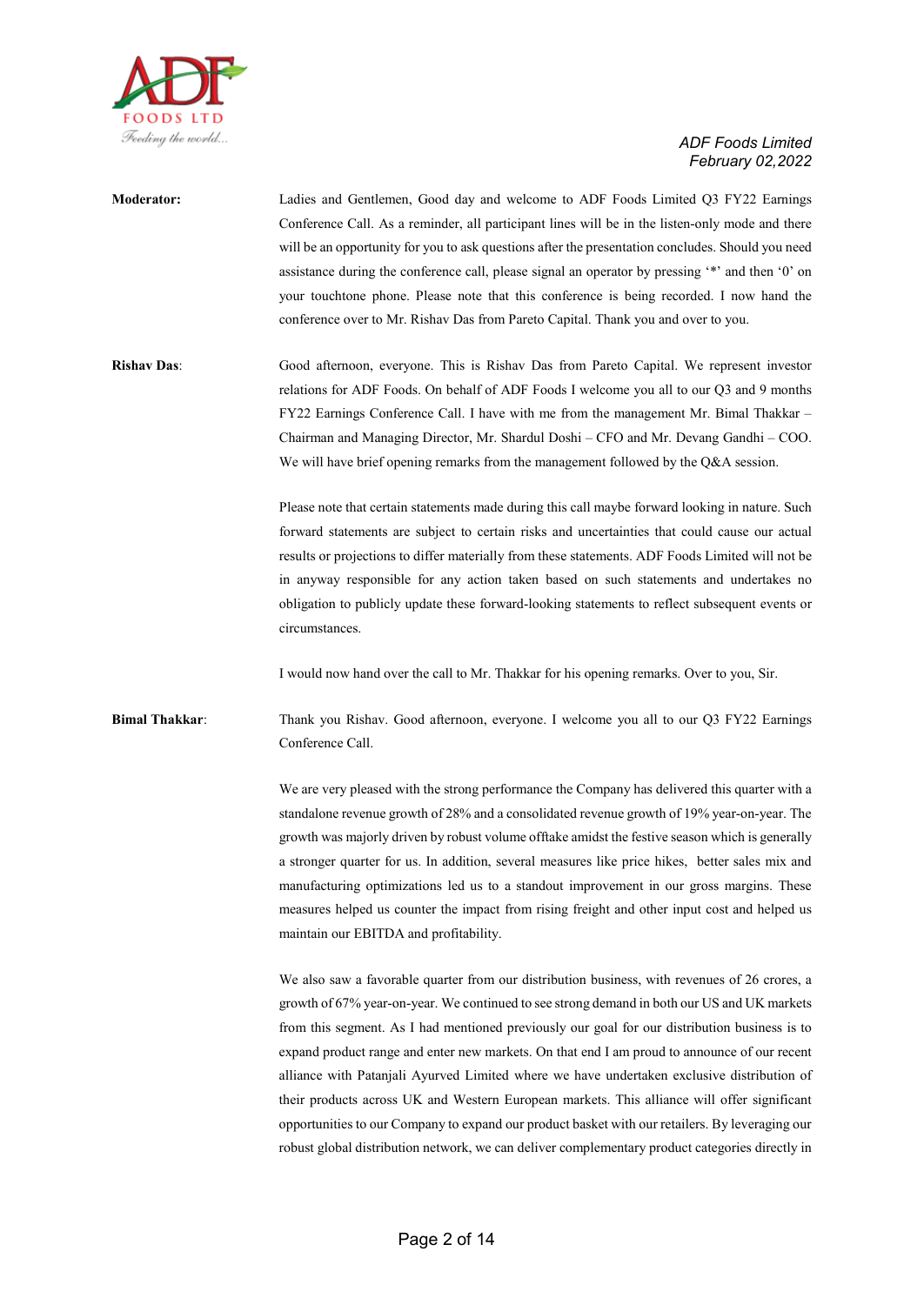**Moderator:** Ladies and Gentlemen, Good day and welcome to ADF Foods Limited Q3 FY22 Earnings Conference Call. As a reminder, all participant lines will be in the listen-only mode and there will be an opportunity for you to ask questions after the presentation concludes. Should you need assistance during the conference call, please signal an operator by pressing '*' and then '0' on your touchtone phone. Please note that this conference is being recorded. I now hand the conference over to Mr. Rishav Das from Pareto Capital. Thank you and over to you.

**Rishav Das:** Good afternoon, everyone. This is Rishav Das from Pareto Capital. We represent investor relations for ADF Foods. On behalf of ADF Foods I welcome you all to our Q3 and 9 months FY22 Earnings Conference Call. I have with me from the management Mr. Bimal Thakkar – Chairman and Managing Director, Mr. Shardul Doshi – CFO and Mr. Devang Gandhi – COO. We will have brief opening remarks from the management followed by the Q&A session.

Please note that certain statements made during this call maybe forward looking in nature. Such forward statements are subject to certain risks and uncertainties that could cause our actual results or projections to differ materially from these statements. ADF Foods Limited will not be in anyway responsible for any action taken based on such statements and undertakes no obligation to publicly update these forward-looking statements to reflect subsequent events or circumstances.

I would now hand over the call to Mr. Thakkar for his opening remarks. Over to you, Sir.

**Bimal Thakkar:** Thank you Rishav. Good afternoon, everyone. I welcome you all to our Q3 FY22 Earnings Conference Call.

We are very pleased with the strong performance the Company has delivered this quarter with a standalone revenue growth of 28% and a consolidated revenue growth of 19% year-on-year. The growth was majorly driven by robust volume offtake amidst the festive season which is generally a stronger quarter for us. In addition, several measures like price hikes, better sales mix and manufacturing optimizations led us to a standout improvement in our gross margins. These measures helped us counter the impact from rising freight and other input cost and helped us maintain our EBITDA and profitability.

We also saw a favorable quarter from our distribution business, with revenues of 26 crores, a growth of 67% year-on-year. We continued to see strong demand in both our US and UK markets from this segment. As I had mentioned previously our goal for our distribution business is to expand product range and enter new markets. On that end I am proud to announce of our recent alliance with Patanjali Ayurved Limited where we have undertaken exclusive distribution of their products across UK and Western European markets. This alliance will offer significant opportunities to our Company to expand our product basket with our retailers. By leveraging our robust global distribution network, we can deliver complementary product categories directly in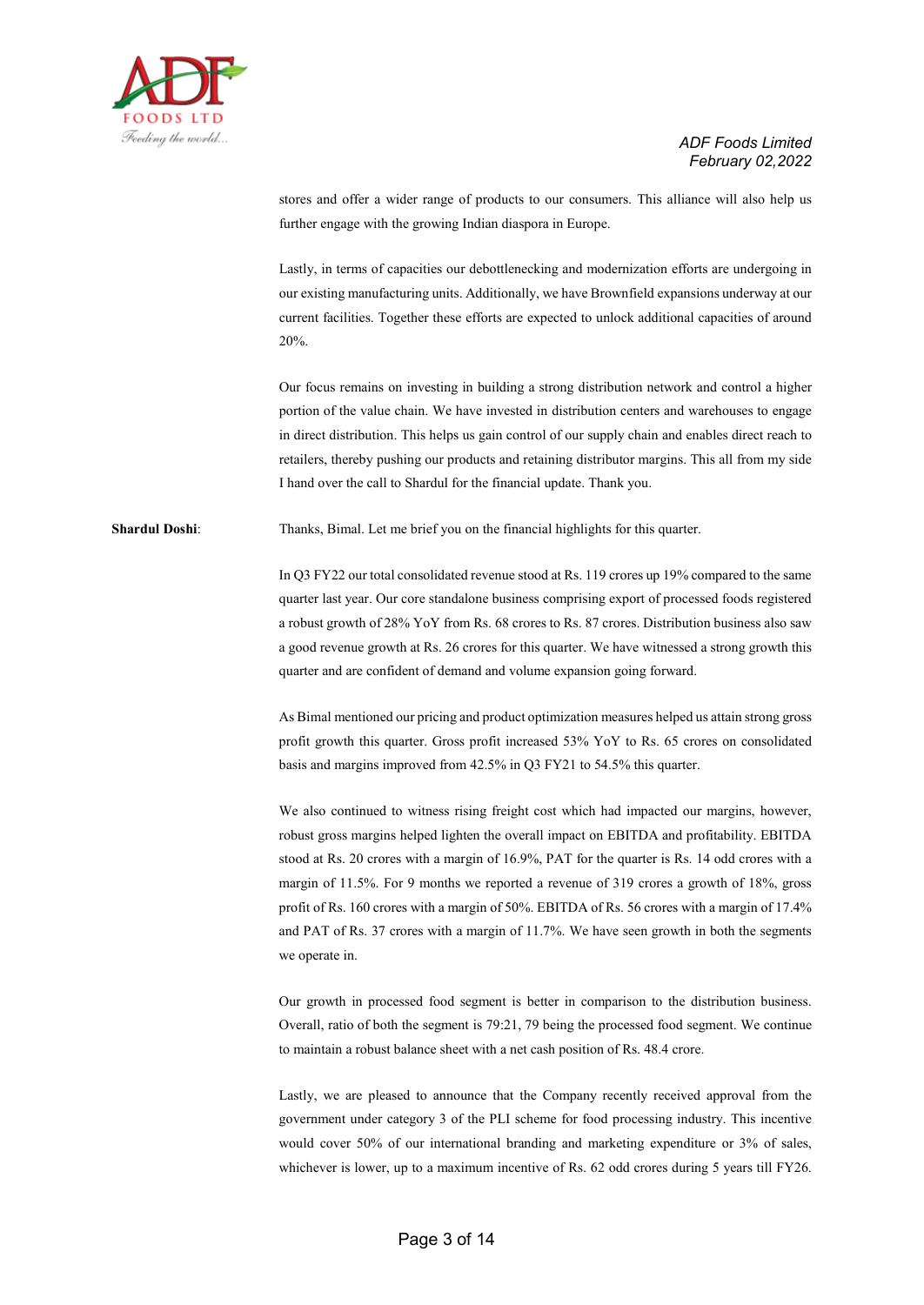stores and offer a wider range of products to our consumers. This alliance will also help us further engage with the growing Indian diaspora in Europe.

Lastly, in terms of capacities our debottlenecking and modernization efforts are undergoing in our existing manufacturing units. Additionally, we have Brownfield expansions underway at our current facilities. Together these efforts are expected to unlock additional capacities of around 20%.

Our focus remains on investing in building a strong distribution network and control a higher portion of the value chain. We have invested in distribution centers and warehouses to engage in direct distribution. This helps us gain control of our supply chain and enables direct reach to retailers, thereby pushing our products and retaining distributor margins. This all from my side I hand over the call to Shardul for the financial update. Thank you.

**Shardul Doshi**: Thanks, Bimal. Let me brief you on the financial highlights for this quarter.

In Q3 FY22 our total consolidated revenue stood at Rs. 119 crores up 19% compared to the same quarter last year. Our core standalone business comprising export of processed foods registered a robust growth of 28% YoY from Rs. 68 crores to Rs. 87 crores. Distribution business also saw a good revenue growth at Rs. 26 crores for this quarter. We have witnessed a strong growth this quarter and are confident of demand and volume expansion going forward.

As Bimal mentioned our pricing and product optimization measures helped us attain strong gross profit growth this quarter. Gross profit increased 53% YoY to Rs. 65 crores on consolidated basis and margins improved from 42.5% in Q3 FY21 to 54.5% this quarter.

We also continued to witness rising freight cost which had impacted our margins, however, robust gross margins helped lighten the overall impact on EBITDA and profitability. EBITDA stood at Rs. 20 crores with a margin of 16.9%, PAT for the quarter is Rs. 14 odd crores with a margin of 11.5%. For 9 months we reported a revenue of 319 crores a growth of 18%, gross profit of Rs. 160 crores with a margin of 50%. EBITDA of Rs. 56 crores with a margin of 17.4% and PAT of Rs. 37 crores with a margin of 11.7%. We have seen growth in both the segments we operate in.

Our growth in processed food segment is better in comparison to the distribution business. Overall, ratio of both the segment is 79:21, 79 being the processed food segment. We continue to maintain a robust balance sheet with a net cash position of Rs. 48.4 crore.

Lastly, we are pleased to announce that the Company recently received approval from the government under category 3 of the PLI scheme for food processing industry. This incentive would cover 50% of our international branding and marketing expenditure or 3% of sales, whichever is lower, up to a maximum incentive of Rs. 62 odd crores during 5 years till FY26.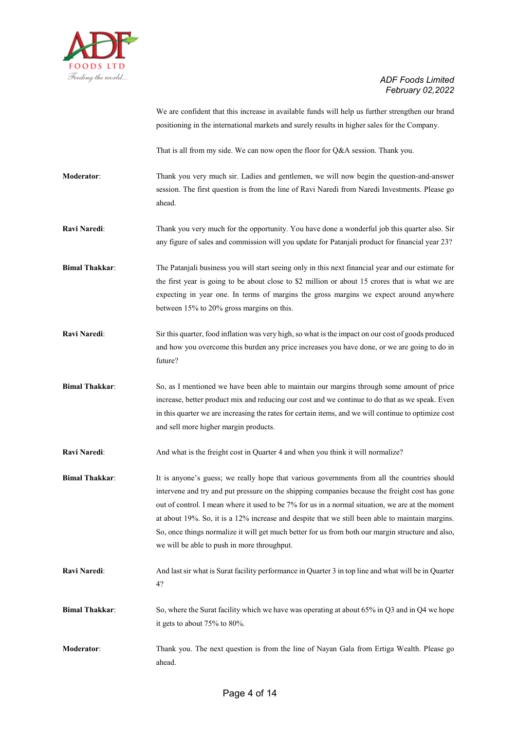We are confident that this increase in available funds will help us further strengthen our brand positioning in the international markets and surely results in higher sales for the Company.

That is all from my side. We can now open the floor for Q&A session. Thank you.

**Moderator**: Thank you very much sir. Ladies and gentlemen, we will now begin the question-and-answer session. The first question is from the line of Ravi Naredi from Naredi Investments. Please go ahead.

**Ravi Naredi**: Thank you very much for the opportunity. You have done a wonderful job this quarter also. Sir any figure of sales and commission will you update for Patanjali product for financial year 23?

**Bimal Thakkar**: The Patanjali business you will start seeing only in this next financial year and our estimate for the first year is going to be about close to $2 million or about 15 crores that is what we are expecting in year one. In terms of margins the gross margins we expect around anywhere between 15% to 20% gross margins on this.

**Ravi Naredi**: Sir this quarter, food inflation was very high, so what is the impact on our cost of goods produced and how you overcome this burden any price increases you have done, or we are going to do in future?

**Bimal Thakkar**: So, as I mentioned we have been able to maintain our margins through some amount of price increase, better product mix and reducing our cost and we continue to do that as we speak. Even in this quarter we are increasing the rates for certain items, and we will continue to optimize cost and sell more higher margin products.

**Ravi Naredi**: And what is the freight cost in Quarter 4 and when you think it will normalize?

**Bimal Thakkar**: It is anyone's guess; we really hope that various governments from all the countries should intervene and try and put pressure on the shipping companies because the freight cost has gone out of control. I mean where it used to be 7% for us in a normal situation, we are at the moment at about 19%. So, it is a 12% increase and despite that we still been able to maintain margins. So, once things normalize it will get much better for us from both our margin structure and also, we will be able to push in more throughput.

**Ravi Naredi**: And last sir what is Surat facility performance in Quarter 3 in top line and what will be in Quarter 4?

**Bimal Thakkar**: So, where the Surat facility which we have was operating at about 65% in Q3 and in Q4 we hope it gets to about 75% to 80%.

**Moderator**: Thank you. The next question is from the line of Nayan Gala from Ertiga Wealth. Please go ahead.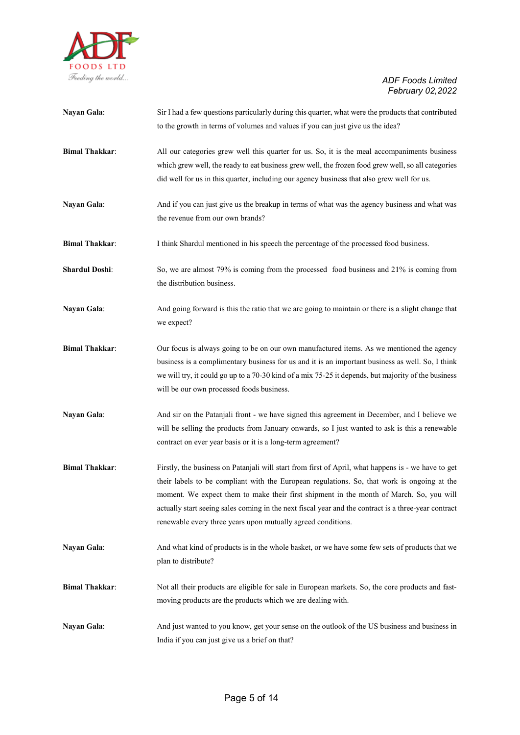**Nayan Gala**: Sir I had a few questions particularly during this quarter, what were the products that contributed to the growth in terms of volumes and values if you can just give us the idea?

**Bimal Thakkar**: All our categories grew well this quarter for us. So, it is the meal accompaniments business which grew well, the ready to eat business grew well, the frozen food grew well, so all categories did well for us in this quarter, including our agency business that also grew well for us.

**Nayan Gala**: And if you can just give us the breakup in terms of what was the agency business and what was the revenue from our own brands?

**Bimal Thakkar**: I think Shardul mentioned in his speech the percentage of the processed food business.

**Shardul Doshi**: So, we are almost 79% is coming from the processed food business and 21% is coming from the distribution business.

**Nayan Gala**: And going forward is this the ratio that we are going to maintain or there is a slight change that we expect?

**Bimal Thakkar**: Our focus is always going to be on our own manufactured items. As we mentioned the agency business is a complimentary business for us and it is an important business as well. So, I think we will try, it could go up to a 70-30 kind of a mix 75-25 it depends, but majority of the business will be our own processed foods business.

**Nayan Gala**: And sir on the Patanjali front - we have signed this agreement in December, and I believe we will be selling the products from January onwards, so I just wanted to ask is this a renewable contract on ever year basis or it is a long-term agreement?

**Bimal Thakkar**: Firstly, the business on Patanjali will start from first of April, what happens is - we have to get their labels to be compliant with the European regulations. So, that work is ongoing at the moment. We expect them to make their first shipment in the month of March. So, you will actually start seeing sales coming in the next fiscal year and the contract is a three-year contract renewable every three years upon mutually agreed conditions.

**Nayan Gala**: And what kind of products is in the whole basket, or we have some few sets of products that we plan to distribute?

**Bimal Thakkar**: Not all their products are eligible for sale in European markets. So, the core products and fast-moving products are the products which we are dealing with.

**Nayan Gala**: And just wanted to you know, get your sense on the outlook of the US business and business in India if you can just give us a brief on that?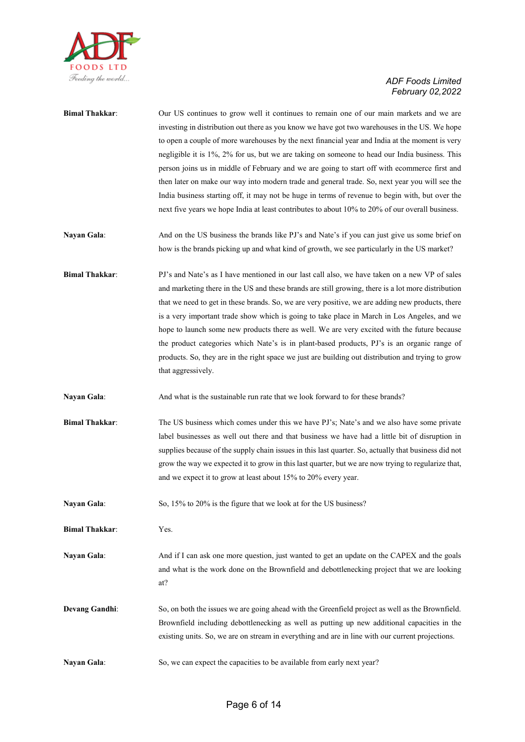**Bimal Thakkar**: Our US continues to grow well it continues to remain one of our main markets and we are investing in distribution out there as you know we have got two warehouses in the US. We hope to open a couple of more warehouses by the next financial year and India at the moment is very negligible it is 1%, 2% for us, but we are taking on someone to head our India business. This person joins us in middle of February and we are going to start off with ecommerce first and then later on make our way into modern trade and general trade. So, next year you will see the India business starting off, it may not be huge in terms of revenue to begin with, but over the next five years we hope India at least contributes to about 10% to 20% of our overall business.

**Nayan Gala**: And on the US business the brands like PJ's and Nate's if you can just give us some brief on how is the brands picking up and what kind of growth, we see particularly in the US market?

**Bimal Thakkar**: PJ's and Nate's as I have mentioned in our last call also, we have taken on a new VP of sales and marketing there in the US and these brands are still growing, there is a lot more distribution that we need to get in these brands. So, we are very positive, we are adding new products, there is a very important trade show which is going to take place in March in Los Angeles, and we hope to launch some new products there as well. We are very excited with the future because the product categories which Nate's is in plant-based products, PJ's is an organic range of products. So, they are in the right space we just are building out distribution and trying to grow that aggressively.

**Nayan Gala**: And what is the sustainable run rate that we look forward to for these brands?

**Bimal Thakkar**: The US business which comes under this we have PJ's; Nate's and we also have some private label businesses as well out there and that business we have had a little bit of disruption in supplies because of the supply chain issues in this last quarter. So, actually that business did not grow the way we expected it to grow in this last quarter, but we are now trying to regularize that, and we expect it to grow at least about 15% to 20% every year.

**Nayan Gala**: So, 15% to 20% is the figure that we look at for the US business?

**Bimal Thakkar**: Yes.

**Nayan Gala**: And if I can ask one more question, just wanted to get an update on the CAPEX and the goals and what is the work done on the Brownfield and debottlenecking project that we are looking at?

**Devang Gandhi**: So, on both the issues we are going ahead with the Greenfield project as well as the Brownfield. Brownfield including debottlenecking as well as putting up new additional capacities in the existing units. So, we are on stream in everything and are in line with our current projections.

**Nayan Gala**: So, we can expect the capacities to be available from early next year?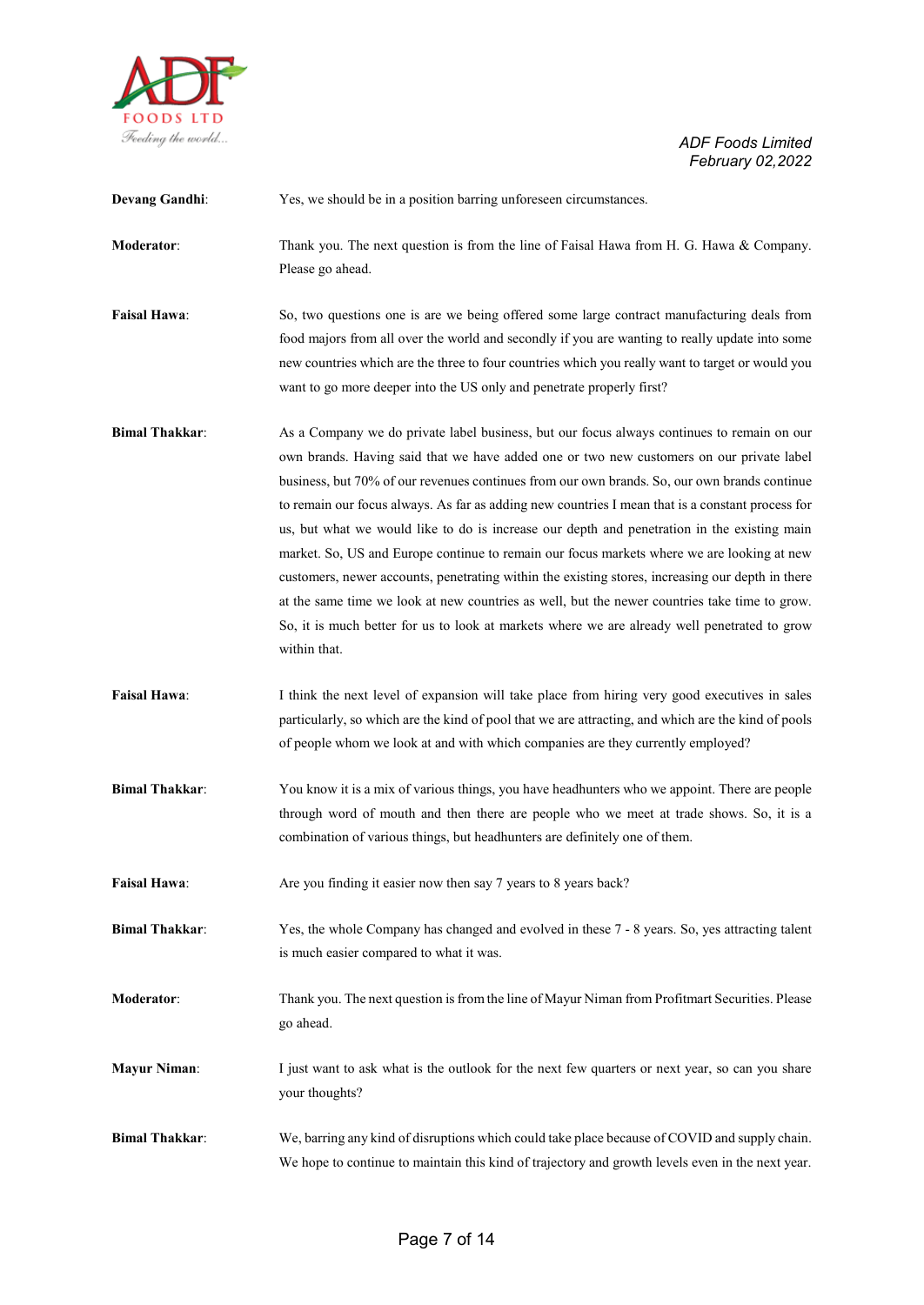**Devang Gandhi**: Yes, we should be in a position barring unforeseen circumstances.

**Moderator**: Thank you. The next question is from the line of Faisal Hawa from H. G. Hawa & Company. Please go ahead.

**Faisal Hawa**: So, two questions one is are we being offered some large contract manufacturing deals from food majors from all over the world and secondly if you are wanting to really update into some new countries which are the three to four countries which you really want to target or would you want to go more deeper into the US only and penetrate properly first?

**Bimal Thakkar**: As a Company we do private label business, but our focus always continues to remain on our own brands. Having said that we have added one or two new customers on our private label business, but 70% of our revenues continues from our own brands. So, our own brands continue to remain our focus always. As far as adding new countries I mean that is a constant process for us, but what we would like to do is increase our depth and penetration in the existing main market. So, US and Europe continue to remain our focus markets where we are looking at new customers, newer accounts, penetrating within the existing stores, increasing our depth in there at the same time we look at new countries as well, but the newer countries take time to grow. So, it is much better for us to look at markets where we are already well penetrated to grow within that.

**Faisal Hawa**: I think the next level of expansion will take place from hiring very good executives in sales particularly, so which are the kind of pool that we are attracting, and which are the kind of pools of people whom we look at and with which companies are they currently employed?

**Bimal Thakkar**: You know it is a mix of various things, you have headhunters who we appoint. There are people through word of mouth and then there are people who we meet at trade shows. So, it is a combination of various things, but headhunters are definitely one of them.

**Faisal Hawa**: Are you finding it easier now then say 7 years to 8 years back?

**Bimal Thakkar**: Yes, the whole Company has changed and evolved in these 7 - 8 years. So, yes attracting talent is much easier compared to what it was.

**Moderator**: Thank you. The next question is from the line of Mayur Niman from Profitmart Securities. Please go ahead.

**Mayur Niman**: I just want to ask what is the outlook for the next few quarters or next year, so can you share your thoughts?

**Bimal Thakkar**: We, barring any kind of disruptions which could take place because of COVID and supply chain. We hope to continue to maintain this kind of trajectory and growth levels even in the next year.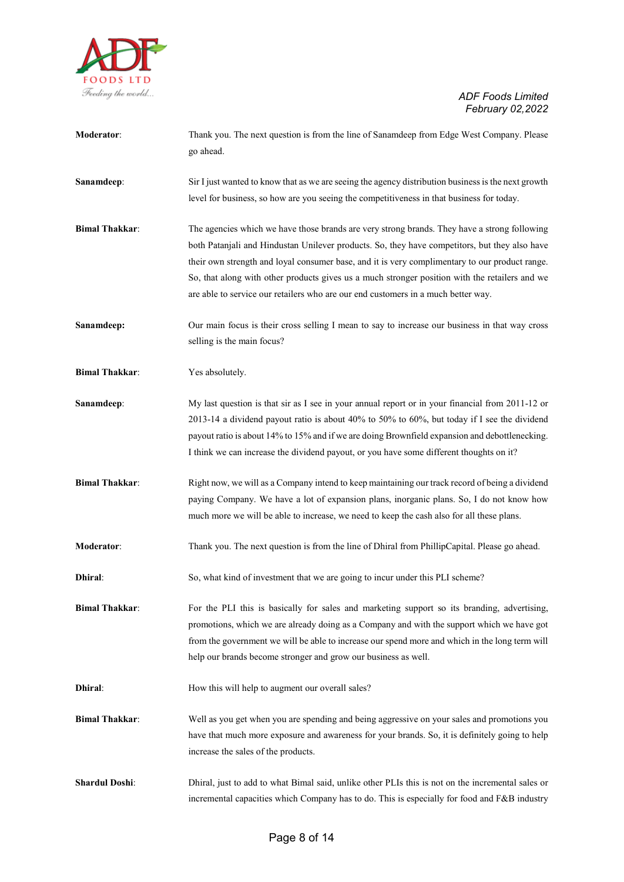**Moderator**: Thank you. The next question is from the line of Sanamdeep from Edge West Company. Please go ahead.

**Sanamdeep**: Sir I just wanted to know that as we are seeing the agency distribution business is the next growth level for business, so how are you seeing the competitiveness in that business for today.

**Bimal Thakkar**: The agencies which we have those brands are very strong brands. They have a strong following both Patanjali and Hindustan Unilever products. So, they have competitors, but they also have their own strength and loyal consumer base, and it is very complimentary to our product range. So, that along with other products gives us a much stronger position with the retailers and we are able to service our retailers who are our end customers in a much better way.

**Sanamdeep:** Our main focus is their cross selling I mean to say to increase our business in that way cross selling is the main focus?

**Bimal Thakkar**: Yes absolutely.

**Sanamdeep**: My last question is that sir as I see in your annual report or in your financial from 2011-12 or 2013-14 a dividend payout ratio is about 40% to 50% to 60%, but today if I see the dividend payout ratio is about 14% to 15% and if we are doing Brownfield expansion and debottlenecking. I think we can increase the dividend payout, or you have some different thoughts on it?

**Bimal Thakkar**: Right now, we will as a Company intend to keep maintaining our track record of being a dividend paying Company. We have a lot of expansion plans, inorganic plans. So, I do not know how much more we will be able to increase, we need to keep the cash also for all these plans.

**Moderator**: Thank you. The next question is from the line of Dhiral from PhillipCapital. Please go ahead.

**Dhiral**: So, what kind of investment that we are going to incur under this PLI scheme?

**Bimal Thakkar**: For the PLI this is basically for sales and marketing support so its branding, advertising, promotions, which we are already doing as a Company and with the support which we have got from the government we will be able to increase our spend more and which in the long term will help our brands become stronger and grow our business as well.

**Dhiral**: How this will help to augment our overall sales?

**Bimal Thakkar**: Well as you get when you are spending and being aggressive on your sales and promotions you have that much more exposure and awareness for your brands. So, it is definitely going to help increase the sales of the products.

**Shardul Doshi**: Dhiral, just to add to what Bimal said, unlike other PLIs this is not on the incremental sales or incremental capacities which Company has to do. This is especially for food and F&B industry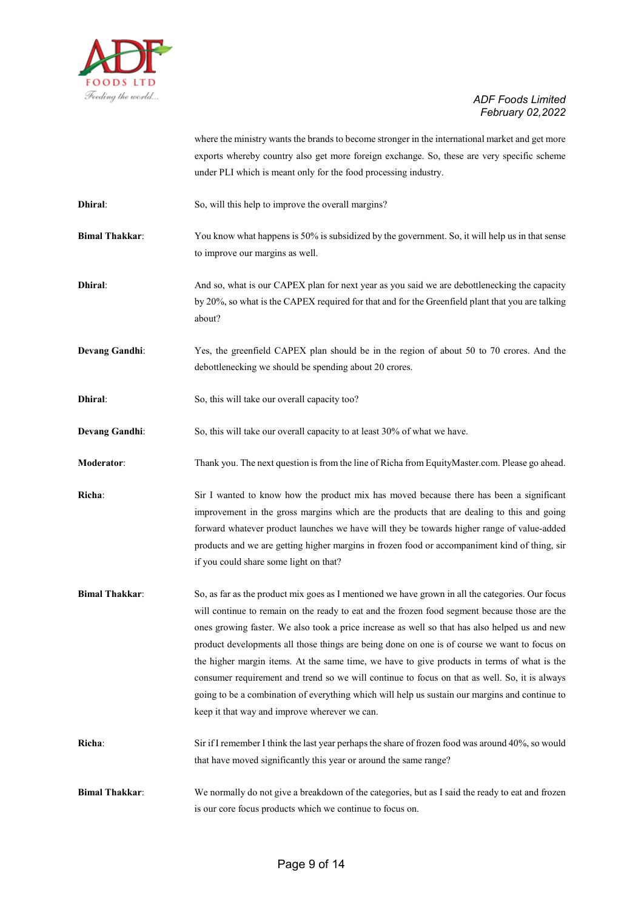where the ministry wants the brands to become stronger in the international market and get more exports whereby country also get more foreign exchange. So, these are very specific scheme under PLI which is meant only for the food processing industry.

**Dhiral**: So, will this help to improve the overall margins?

**Bimal Thakkar**: You know what happens is 50% is subsidized by the government. So, it will help us in that sense to improve our margins as well.

**Dhiral**: And so, what is our CAPEX plan for next year as you said we are debottlenecking the capacity by 20%, so what is the CAPEX required for that and for the Greenfield plant that you are talking about?

**Devang Gandhi**: Yes, the greenfield CAPEX plan should be in the region of about 50 to 70 crores. And the debottlenecking we should be spending about 20 crores.

**Dhiral**: So, this will take our overall capacity too?

**Devang Gandhi**: So, this will take our overall capacity to at least 30% of what we have.

**Moderator**: Thank you. The next question is from the line of Richa from EquityMaster.com. Please go ahead.

**Richa**: Sir I wanted to know how the product mix has moved because there has been a significant improvement in the gross margins which are the products that are dealing to this and going forward whatever product launches we have will they be towards higher range of value-added products and we are getting higher margins in frozen food or accompaniment kind of thing, sir if you could share some light on that?

**Bimal Thakkar**: So, as far as the product mix goes as I mentioned we have grown in all the categories. Our focus will continue to remain on the ready to eat and the frozen food segment because those are the ones growing faster. We also took a price increase as well so that has also helped us and new product developments all those things are being done on one is of course we want to focus on the higher margin items. At the same time, we have to give products in terms of what is the consumer requirement and trend so we will continue to focus on that as well. So, it is always going to be a combination of everything which will help us sustain our margins and continue to keep it that way and improve wherever we can.

**Richa**: Sir if I remember I think the last year perhaps the share of frozen food was around 40%, so would that have moved significantly this year or around the same range?

**Bimal Thakkar**: We normally do not give a breakdown of the categories, but as I said the ready to eat and frozen is our core focus products which we continue to focus on.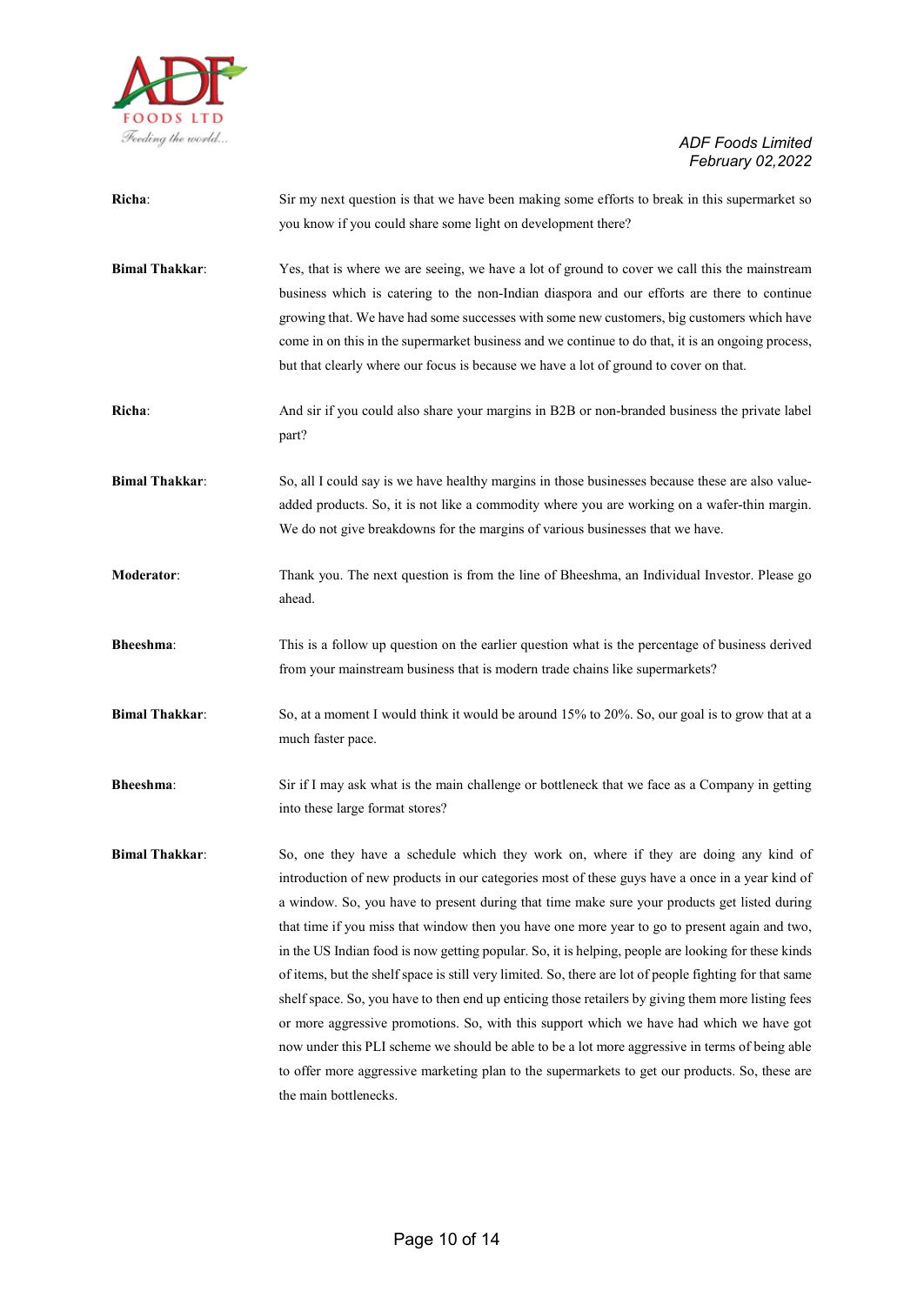**Richa**: Sir my next question is that we have been making some efforts to break in this supermarket so you know if you could share some light on development there?

**Bimal Thakkar**: Yes, that is where we are seeing, we have a lot of ground to cover we call this the mainstream business which is catering to the non-Indian diaspora and our efforts are there to continue growing that. We have had some successes with some new customers, big customers which have come in on this in the supermarket business and we continue to do that, it is an ongoing process, but that clearly where our focus is because we have a lot of ground to cover on that.

**Richa**: And sir if you could also share your margins in B2B or non-branded business the private label part?

**Bimal Thakkar**: So, all I could say is we have healthy margins in those businesses because these are also value-added products. So, it is not like a commodity where you are working on a wafer-thin margin. We do not give breakdowns for the margins of various businesses that we have.

**Moderator**: Thank you. The next question is from the line of Bheeshma, an Individual Investor. Please go ahead.

**Bheeshma**: This is a follow up question on the earlier question what is the percentage of business derived from your mainstream business that is modern trade chains like supermarkets?

**Bimal Thakkar**: So, at a moment I would think it would be around 15% to 20%. So, our goal is to grow that at a much faster pace.

**Bheeshma**: Sir if I may ask what is the main challenge or bottleneck that we face as a Company in getting into these large format stores?

**Bimal Thakkar**: So, one they have a schedule which they work on, where if they are doing any kind of introduction of new products in our categories most of these guys have a once in a year kind of a window. So, you have to present during that time make sure your products get listed during that time if you miss that window then you have one more year to go to present again and two, in the US Indian food is now getting popular. So, it is helping, people are looking for these kinds of items, but the shelf space is still very limited. So, there are lot of people fighting for that same shelf space. So, you have to then end up enticing those retailers by giving them more listing fees or more aggressive promotions. So, with this support which we have had which we have got now under this PLI scheme we should be able to be a lot more aggressive in terms of being able to offer more aggressive marketing plan to the supermarkets to get our products. So, these are the main bottlenecks.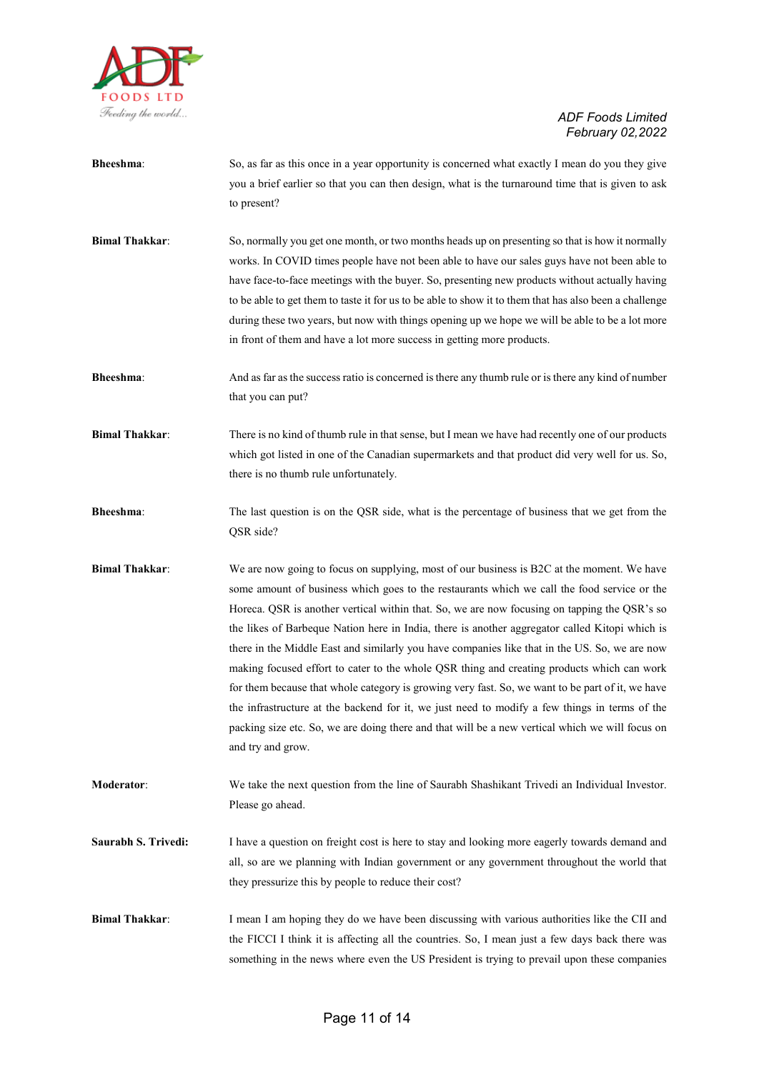**Bheeshma**: So, as far as this once in a year opportunity is concerned what exactly I mean do you they give you a brief earlier so that you can then design, what is the turnaround time that is given to ask to present?

**Bimal Thakkar**: So, normally you get one month, or two months heads up on presenting so that is how it normally works. In COVID times people have not been able to have our sales guys have not been able to have face-to-face meetings with the buyer. So, presenting new products without actually having to be able to get them to taste it for us to be able to show it to them that has also been a challenge during these two years, but now with things opening up we hope we will be able to be a lot more in front of them and have a lot more success in getting more products.

**Bheeshma**: And as far as the success ratio is concerned is there any thumb rule or is there any kind of number that you can put?

**Bimal Thakkar**: There is no kind of thumb rule in that sense, but I mean we have had recently one of our products which got listed in one of the Canadian supermarkets and that product did very well for us. So, there is no thumb rule unfortunately.

**Bheeshma**: The last question is on the QSR side, what is the percentage of business that we get from the QSR side?

**Bimal Thakkar**: We are now going to focus on supplying, most of our business is B2C at the moment. We have some amount of business which goes to the restaurants which we call the food service or the Horeca. QSR is another vertical within that. So, we are now focusing on tapping the QSR's so the likes of Barbeque Nation here in India, there is another aggregator called Kitopi which is there in the Middle East and similarly you have companies like that in the US. So, we are now making focused effort to cater to the whole QSR thing and creating products which can work for them because that whole category is growing very fast. So, we want to be part of it, we have the infrastructure at the backend for it, we just need to modify a few things in terms of the packing size etc. So, we are doing there and that will be a new vertical which we will focus on and try and grow.

**Moderator**: We take the next question from the line of Saurabh Shashikant Trivedi an Individual Investor. Please go ahead.

**Saurabh S. Trivedi:** I have a question on freight cost is here to stay and looking more eagerly towards demand and all, so are we planning with Indian government or any government throughout the world that they pressurize this by people to reduce their cost?

**Bimal Thakkar**: I mean I am hoping they do we have been discussing with various authorities like the CII and the FICCI I think it is affecting all the countries. So, I mean just a few days back there was something in the news where even the US President is trying to prevail upon these companies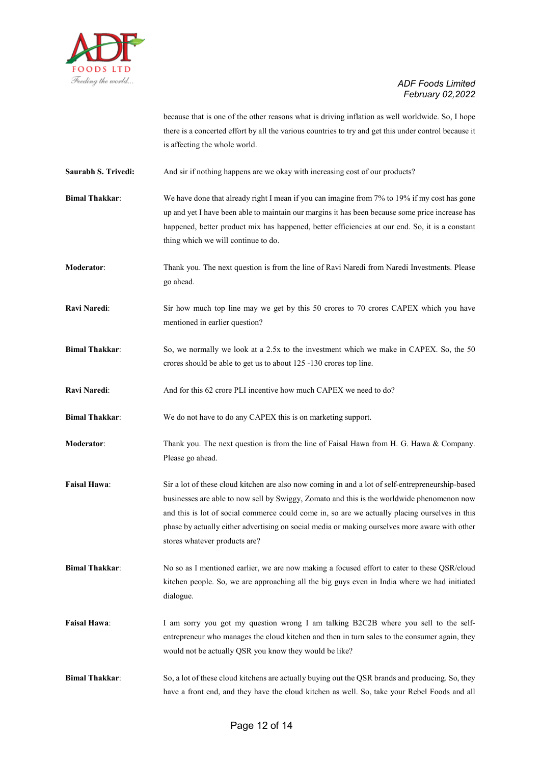because that is one of the other reasons what is driving inflation as well worldwide. So, I hope there is a concerted effort by all the various countries to try and get this under control because it is affecting the whole world.

**Saurabh S. Trivedi:** And sir if nothing happens are we okay with increasing cost of our products?

**Bimal Thakkar:** We have done that already right I mean if you can imagine from 7% to 19% if my cost has gone up and yet I have been able to maintain our margins it has been because some price increase has happened, better product mix has happened, better efficiencies at our end. So, it is a constant thing which we will continue to do.

**Moderator:** Thank you. The next question is from the line of Ravi Naredi from Naredi Investments. Please go ahead.

**Ravi Naredi:** Sir how much top line may we get by this 50 crores to 70 crores CAPEX which you have mentioned in earlier question?

**Bimal Thakkar:** So, we normally we look at a 2.5x to the investment which we make in CAPEX. So, the 50 crores should be able to get us to about 125 -130 crores top line.

**Ravi Naredi:** And for this 62 crore PLI incentive how much CAPEX we need to do?

**Bimal Thakkar:** We do not have to do any CAPEX this is on marketing support.

**Moderator:** Thank you. The next question is from the line of Faisal Hawa from H. G. Hawa & Company. Please go ahead.

**Faisal Hawa:** Sir a lot of these cloud kitchen are also now coming in and a lot of self-entrepreneurship-based businesses are able to now sell by Swiggy, Zomato and this is the worldwide phenomenon now and this is lot of social commerce could come in, so are we actually placing ourselves in this phase by actually either advertising on social media or making ourselves more aware with other stores whatever products are?

**Bimal Thakkar:** No so as I mentioned earlier, we are now making a focused effort to cater to these QSR/cloud kitchen people. So, we are approaching all the big guys even in India where we had initiated dialogue.

**Faisal Hawa:** I am sorry you got my question wrong I am talking B2C2B where you sell to the self-entrepreneur who manages the cloud kitchen and then in turn sales to the consumer again, they would not be actually QSR you know they would be like?

**Bimal Thakkar:** So, a lot of these cloud kitchens are actually buying out the QSR brands and producing. So, they have a front end, and they have the cloud kitchen as well. So, take your Rebel Foods and all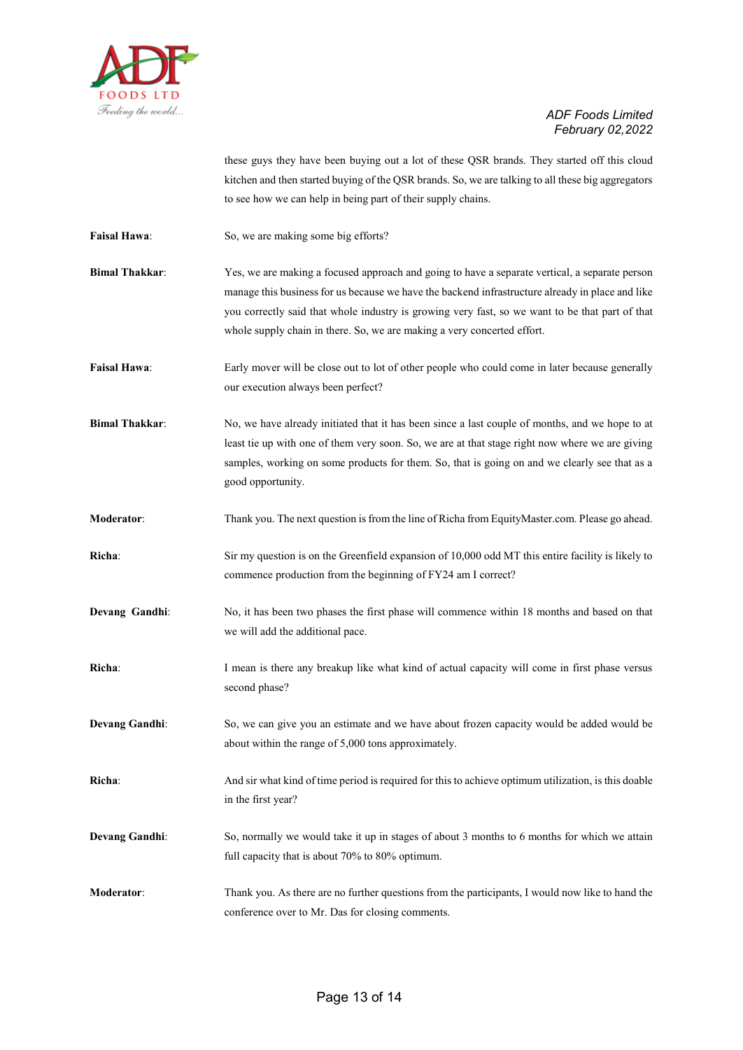these guys they have been buying out a lot of these QSR brands. They started off this cloud kitchen and then started buying of the QSR brands. So, we are talking to all these big aggregators to see how we can help in being part of their supply chains.

**Faisal Hawa**: So, we are making some big efforts?

**Bimal Thakkar**: Yes, we are making a focused approach and going to have a separate vertical, a separate person manage this business for us because we have the backend infrastructure already in place and like you correctly said that whole industry is growing very fast, so we want to be that part of that whole supply chain in there. So, we are making a very concerted effort.

**Faisal Hawa**: Early mover will be close out to lot of other people who could come in later because generally our execution always been perfect?

**Bimal Thakkar**: No, we have already initiated that it has been since a last couple of months, and we hope to at least tie up with one of them very soon. So, we are at that stage right now where we are giving samples, working on some products for them. So, that is going on and we clearly see that as a good opportunity.

**Moderator**: Thank you. The next question is from the line of Richa from EquityMaster.com. Please go ahead.

**Richa**: Sir my question is on the Greenfield expansion of 10,000 odd MT this entire facility is likely to commence production from the beginning of FY24 am I correct?

**Devang Gandhi**: No, it has been two phases the first phase will commence within 18 months and based on that we will add the additional pace.

**Richa**: I mean is there any breakup like what kind of actual capacity will come in first phase versus second phase?

**Devang Gandhi**: So, we can give you an estimate and we have about frozen capacity would be added would be about within the range of 5,000 tons approximately.

**Richa**: And sir what kind of time period is required for this to achieve optimum utilization, is this doable in the first year?

**Devang Gandhi**: So, normally we would take it up in stages of about 3 months to 6 months for which we attain full capacity that is about 70% to 80% optimum.

**Moderator**: Thank you. As there are no further questions from the participants, I would now like to hand the conference over to Mr. Das for closing comments.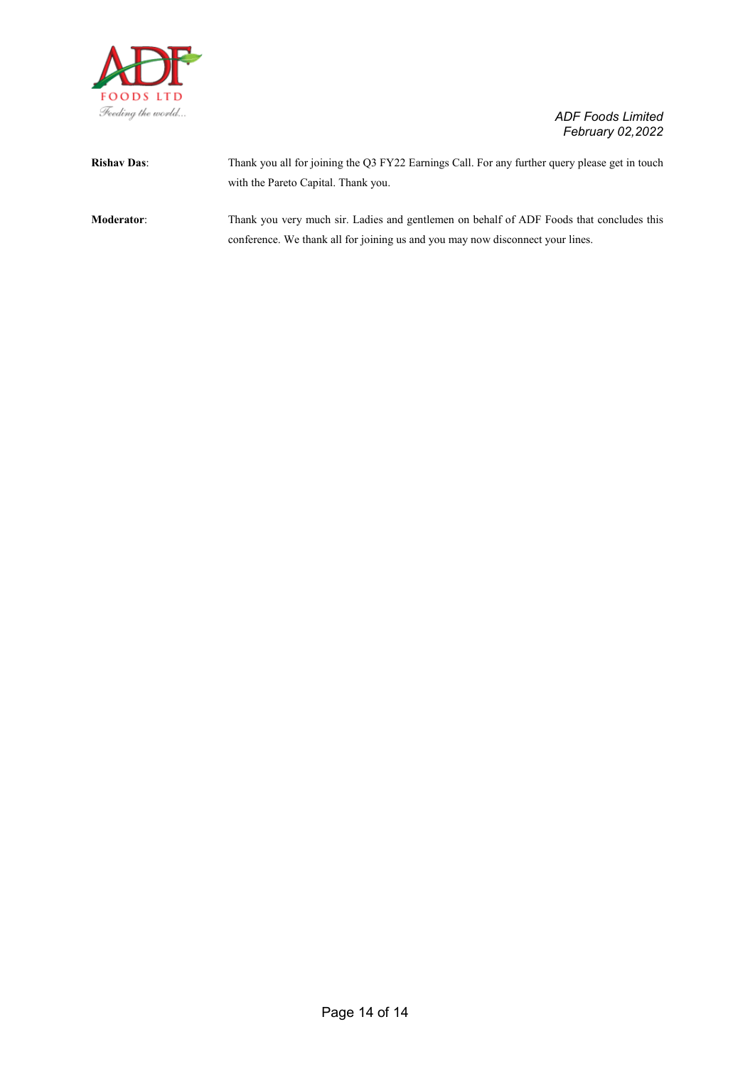**Rishav Das**: Thank you all for joining the Q3 FY22 Earnings Call. For any further query please get in touch with the Pareto Capital. Thank you.

**Moderator**: Thank you very much sir. Ladies and gentlemen on behalf of ADF Foods that concludes this conference. We thank all for joining us and you may now disconnect your lines.